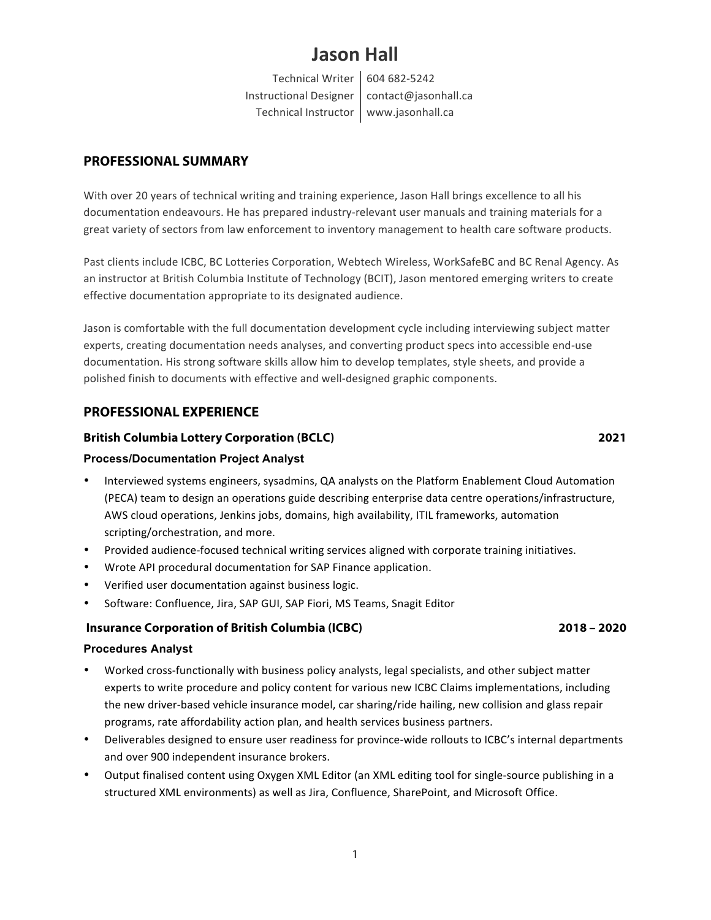# Jason Hall

Technical Writer | 604 682-5242
Instructional Designer | contact@jasonhall.ca
Technical Instructor | www.jasonhall.ca

## PROFESSIONAL SUMMARY

With over 20 years of technical writing and training experience, Jason Hall brings excellence to all his documentation endeavours. He has prepared industry-relevant user manuals and training materials for a great variety of sectors from law enforcement to inventory management to health care software products.

Past clients include ICBC, BC Lotteries Corporation, Webtech Wireless, WorkSafeBC and BC Renal Agency. As an instructor at British Columbia Institute of Technology (BCIT), Jason mentored emerging writers to create effective documentation appropriate to its designated audience.

Jason is comfortable with the full documentation development cycle including interviewing subject matter experts, creating documentation needs analyses, and converting product specs into accessible end-use documentation. His strong software skills allow him to develop templates, style sheets, and provide a polished finish to documents with effective and well-designed graphic components.

## PROFESSIONAL EXPERIENCE

### British Columbia Lottery Corporation (BCLC) — 2021

**Process/Documentation Project Analyst**

- Interviewed systems engineers, sysadmins, QA analysts on the Platform Enablement Cloud Automation (PECA) team to design an operations guide describing enterprise data centre operations/infrastructure, AWS cloud operations, Jenkins jobs, domains, high availability, ITIL frameworks, automation scripting/orchestration, and more.
- Provided audience-focused technical writing services aligned with corporate training initiatives.
- Wrote API procedural documentation for SAP Finance application.
- Verified user documentation against business logic.
- Software: Confluence, Jira, SAP GUI, SAP Fiori, MS Teams, Snagit Editor

### Insurance Corporation of British Columbia (ICBC) — 2018 – 2020

**Procedures Analyst**

- Worked cross-functionally with business policy analysts, legal specialists, and other subject matter experts to write procedure and policy content for various new ICBC Claims implementations, including the new driver-based vehicle insurance model, car sharing/ride hailing, new collision and glass repair programs, rate affordability action plan, and health services business partners.
- Deliverables designed to ensure user readiness for province-wide rollouts to ICBC's internal departments and over 900 independent insurance brokers.
- Output finalised content using Oxygen XML Editor (an XML editing tool for single-source publishing in a structured XML environments) as well as Jira, Confluence, SharePoint, and Microsoft Office.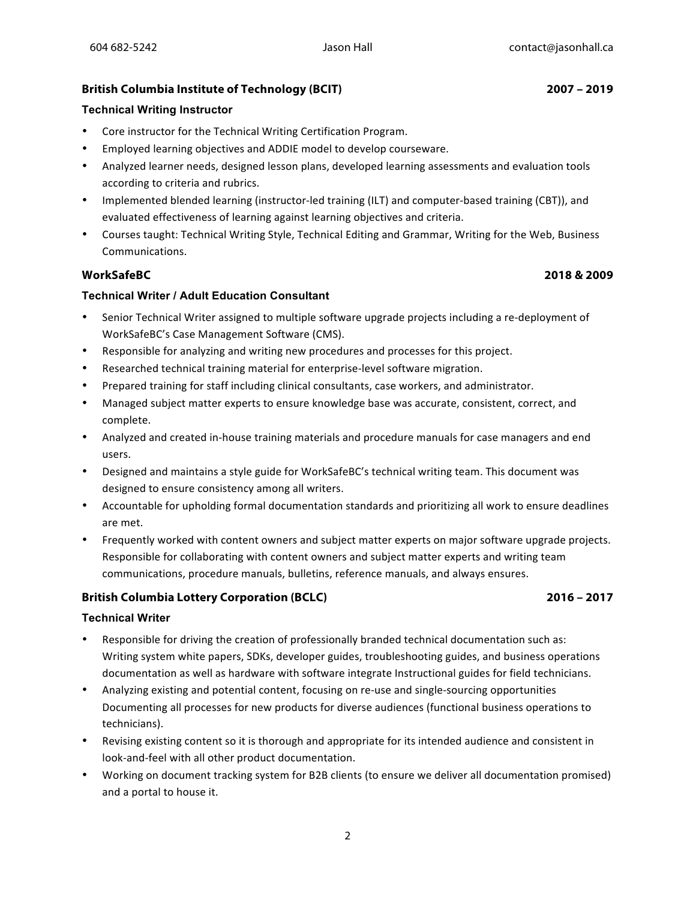### British Columbia Institute of Technology (BCIT) — 2007 – 2019

**Technical Writing Instructor**

- Core instructor for the Technical Writing Certification Program.
- Employed learning objectives and ADDIE model to develop courseware.
- Analyzed learner needs, designed lesson plans, developed learning assessments and evaluation tools according to criteria and rubrics.
- Implemented blended learning (instructor-led training (ILT) and computer-based training (CBT)), and evaluated effectiveness of learning against learning objectives and criteria.
- Courses taught: Technical Writing Style, Technical Editing and Grammar, Writing for the Web, Business Communications.

### WorkSafeBC — 2018 & 2009

**Technical Writer / Adult Education Consultant**

- Senior Technical Writer assigned to multiple software upgrade projects including a re-deployment of WorkSafeBC's Case Management Software (CMS).
- Responsible for analyzing and writing new procedures and processes for this project.
- Researched technical training material for enterprise-level software migration.
- Prepared training for staff including clinical consultants, case workers, and administrator.
- Managed subject matter experts to ensure knowledge base was accurate, consistent, correct, and complete.
- Analyzed and created in-house training materials and procedure manuals for case managers and end users.
- Designed and maintains a style guide for WorkSafeBC's technical writing team. This document was designed to ensure consistency among all writers.
- Accountable for upholding formal documentation standards and prioritizing all work to ensure deadlines are met.
- Frequently worked with content owners and subject matter experts on major software upgrade projects. Responsible for collaborating with content owners and subject matter experts and writing team communications, procedure manuals, bulletins, reference manuals, and always ensures.

### British Columbia Lottery Corporation (BCLC) — 2016 – 2017

**Technical Writer**

- Responsible for driving the creation of professionally branded technical documentation such as: Writing system white papers, SDKs, developer guides, troubleshooting guides, and business operations documentation as well as hardware with software integrate Instructional guides for field technicians.
- Analyzing existing and potential content, focusing on re-use and single-sourcing opportunities Documenting all processes for new products for diverse audiences (functional business operations to technicians).
- Revising existing content so it is thorough and appropriate for its intended audience and consistent in look-and-feel with all other product documentation.
- Working on document tracking system for B2B clients (to ensure we deliver all documentation promised) and a portal to house it.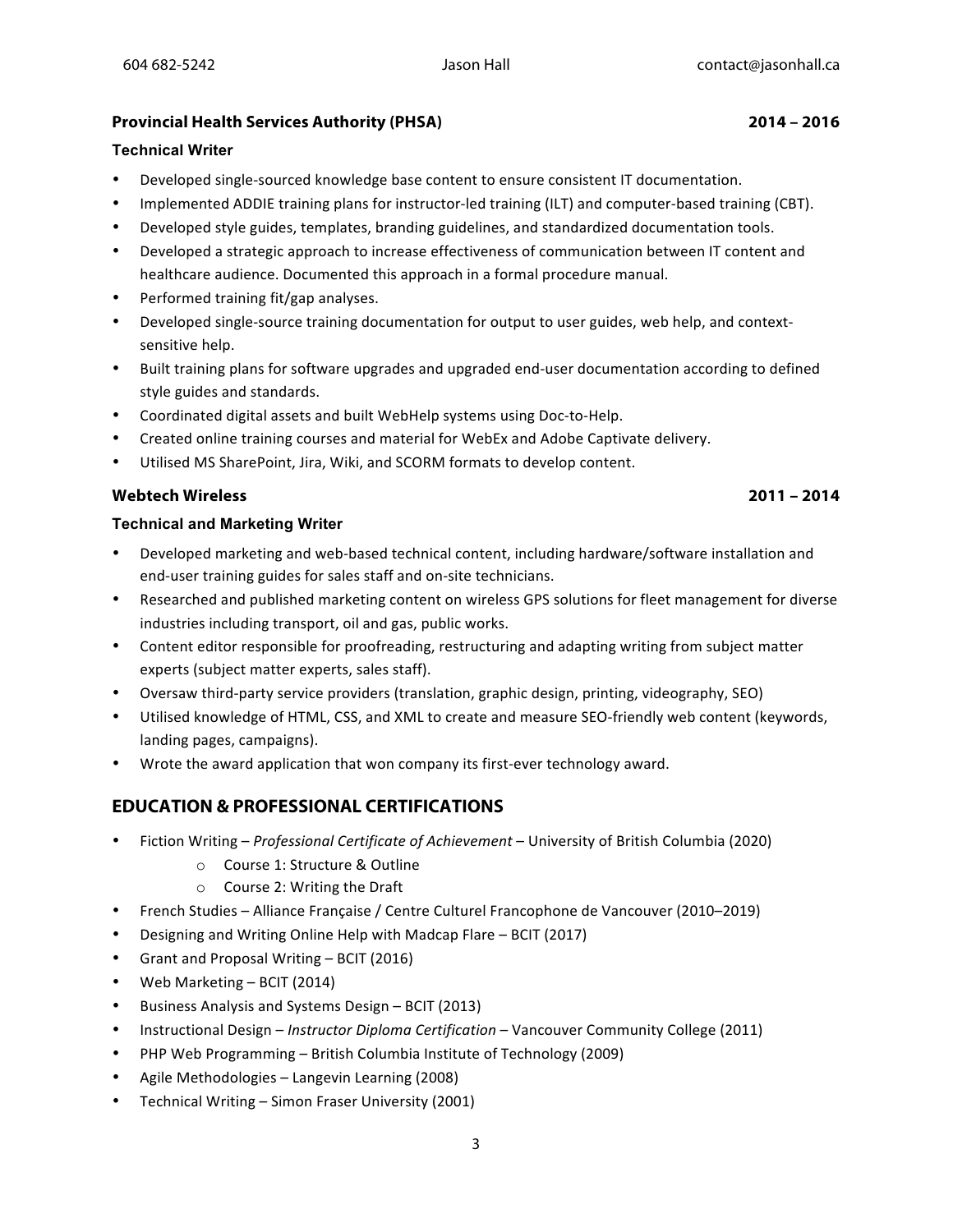**Provincial Health Services Authority (PHSA)** **2014 – 2016**

**Technical Writer**

- Developed single-sourced knowledge base content to ensure consistent IT documentation.
- Implemented ADDIE training plans for instructor-led training (ILT) and computer-based training (CBT).
- Developed style guides, templates, branding guidelines, and standardized documentation tools.
- Developed a strategic approach to increase effectiveness of communication between IT content and healthcare audience. Documented this approach in a formal procedure manual.
- Performed training fit/gap analyses.
- Developed single-source training documentation for output to user guides, web help, and context-sensitive help.
- Built training plans for software upgrades and upgraded end-user documentation according to defined style guides and standards.
- Coordinated digital assets and built WebHelp systems using Doc-to-Help.
- Created online training courses and material for WebEx and Adobe Captivate delivery.
- Utilised MS SharePoint, Jira, Wiki, and SCORM formats to develop content.

**Webtech Wireless** **2011 – 2014**

**Technical and Marketing Writer**

- Developed marketing and web-based technical content, including hardware/software installation and end-user training guides for sales staff and on-site technicians.
- Researched and published marketing content on wireless GPS solutions for fleet management for diverse industries including transport, oil and gas, public works.
- Content editor responsible for proofreading, restructuring and adapting writing from subject matter experts (subject matter experts, sales staff).
- Oversaw third-party service providers (translation, graphic design, printing, videography, SEO)
- Utilised knowledge of HTML, CSS, and XML to create and measure SEO-friendly web content (keywords, landing pages, campaigns).
- Wrote the award application that won company its first-ever technology award.

## EDUCATION & PROFESSIONAL CERTIFICATIONS

- Fiction Writing – *Professional Certificate of Achievement* – University of British Columbia (2020)
    - Course 1: Structure & Outline
    - Course 2: Writing the Draft
- French Studies – Alliance Française / Centre Culturel Francophone de Vancouver (2010–2019)
- Designing and Writing Online Help with Madcap Flare – BCIT (2017)
- Grant and Proposal Writing – BCIT (2016)
- Web Marketing – BCIT (2014)
- Business Analysis and Systems Design – BCIT (2013)
- Instructional Design – *Instructor Diploma Certification* – Vancouver Community College (2011)
- PHP Web Programming – British Columbia Institute of Technology (2009)
- Agile Methodologies – Langevin Learning (2008)
- Technical Writing – Simon Fraser University (2001)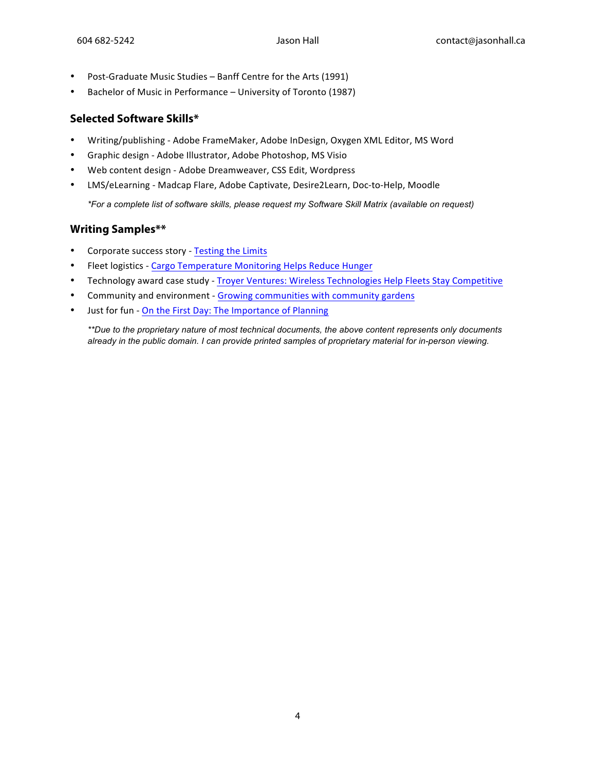- Post-Graduate Music Studies – Banff Centre for the Arts (1991)
- Bachelor of Music in Performance – University of Toronto (1987)

## Selected Software Skills*

- Writing/publishing - Adobe FrameMaker, Adobe InDesign, Oxygen XML Editor, MS Word
- Graphic design - Adobe Illustrator, Adobe Photoshop, MS Visio
- Web content design - Adobe Dreamweaver, CSS Edit, Wordpress
- LMS/eLearning - Madcap Flare, Adobe Captivate, Desire2Learn, Doc-to-Help, Moodle

  *\*For a complete list of software skills, please request my Software Skill Matrix (available on request)*

## Writing Samples**

- Corporate success story - Testing the Limits
- Fleet logistics - Cargo Temperature Monitoring Helps Reduce Hunger
- Technology award case study - Troyer Ventures: Wireless Technologies Help Fleets Stay Competitive
- Community and environment - Growing communities with community gardens
- Just for fun - On the First Day: The Importance of Planning

  *\*\*Due to the proprietary nature of most technical documents, the above content represents only documents already in the public domain. I can provide printed samples of proprietary material for in-person viewing.*